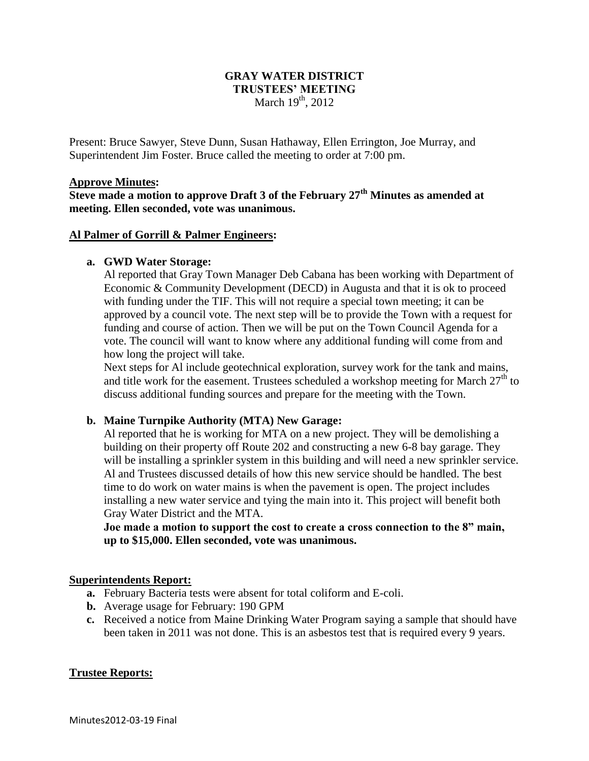# GRAY WATER DISTRICT
## TRUSTEES' MEETING
March 19th, 2012

Present: Bruce Sawyer, Steve Dunn, Susan Hathaway, Ellen Errington, Joe Murray, and Superintendent Jim Foster. Bruce called the meeting to order at 7:00 pm.

**Approve Minutes:**

**Steve made a motion to approve Draft 3 of the February 27th Minutes as amended at meeting. Ellen seconded, vote was unanimous.**

**Al Palmer of Gorrill & Palmer Engineers:**

**a. GWD Water Storage:**

Al reported that Gray Town Manager Deb Cabana has been working with Department of Economic & Community Development (DECD) in Augusta and that it is ok to proceed with funding under the TIF. This will not require a special town meeting; it can be approved by a council vote. The next step will be to provide the Town with a request for funding and course of action. Then we will be put on the Town Council Agenda for a vote. The council will want to know where any additional funding will come from and how long the project will take.

Next steps for Al include geotechnical exploration, survey work for the tank and mains, and title work for the easement. Trustees scheduled a workshop meeting for March 27th to discuss additional funding sources and prepare for the meeting with the Town.

**b. Maine Turnpike Authority (MTA) New Garage:**

Al reported that he is working for MTA on a new project. They will be demolishing a building on their property off Route 202 and constructing a new 6-8 bay garage. They will be installing a sprinkler system in this building and will need a new sprinkler service. Al and Trustees discussed details of how this new service should be handled. The best time to do work on water mains is when the pavement is open. The project includes installing a new water service and tying the main into it. This project will benefit both Gray Water District and the MTA.

**Joe made a motion to support the cost to create a cross connection to the 8" main, up to $15,000. Ellen seconded, vote was unanimous.**

**Superintendents Report:**

- **a.** February Bacteria tests were absent for total coliform and E-coli.
- **b.** Average usage for February: 190 GPM
- **c.** Received a notice from Maine Drinking Water Program saying a sample that should have been taken in 2011 was not done. This is an asbestos test that is required every 9 years.

**Trustee Reports:**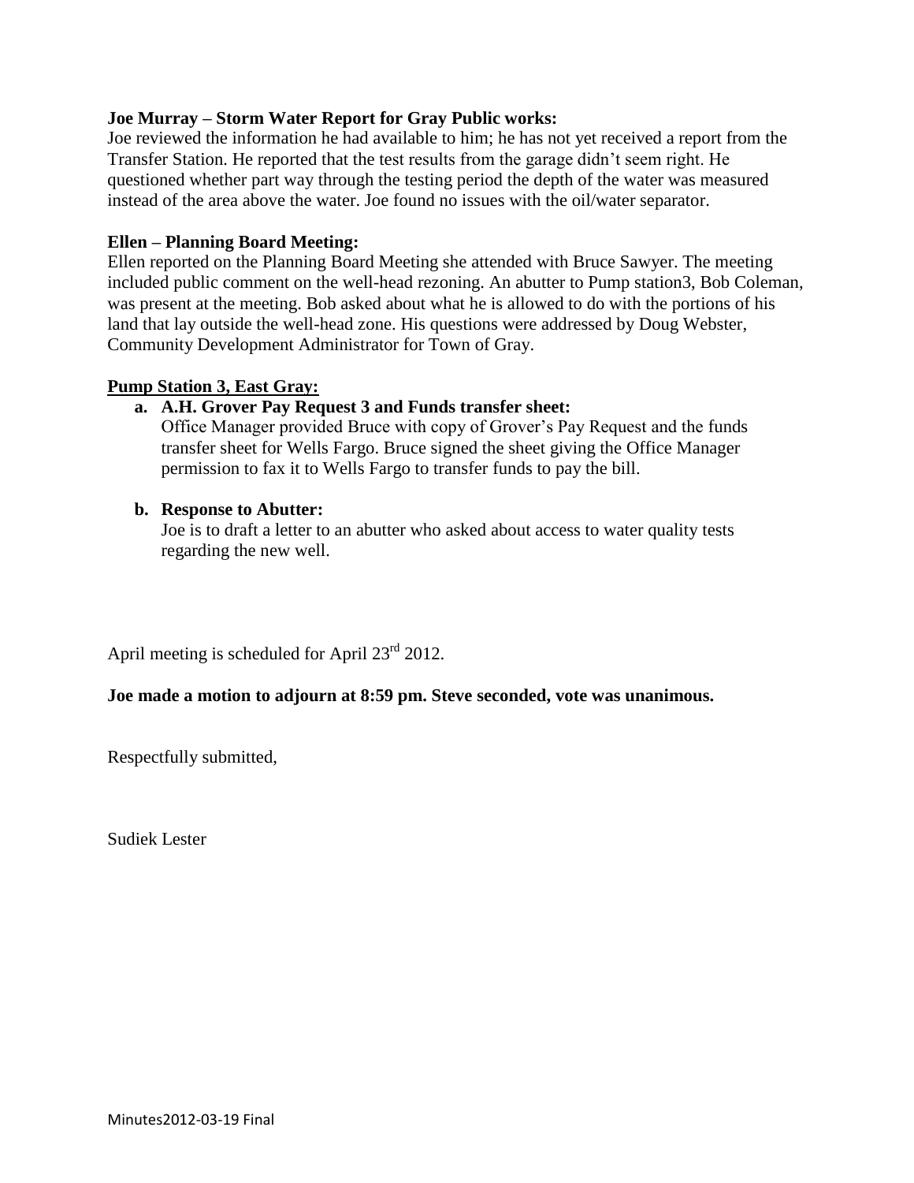**Joe Murray – Storm Water Report for Gray Public works:**
Joe reviewed the information he had available to him; he has not yet received a report from the Transfer Station. He reported that the test results from the garage didn't seem right. He questioned whether part way through the testing period the depth of the water was measured instead of the area above the water. Joe found no issues with the oil/water separator.

**Ellen – Planning Board Meeting:**
Ellen reported on the Planning Board Meeting she attended with Bruce Sawyer. The meeting included public comment on the well-head rezoning. An abutter to Pump station3, Bob Coleman, was present at the meeting. Bob asked about what he is allowed to do with the portions of his land that lay outside the well-head zone. His questions were addressed by Doug Webster, Community Development Administrator for Town of Gray.

**Pump Station 3, East Gray:**

**a. A.H. Grover Pay Request 3 and Funds transfer sheet:**
Office Manager provided Bruce with copy of Grover's Pay Request and the funds transfer sheet for Wells Fargo. Bruce signed the sheet giving the Office Manager permission to fax it to Wells Fargo to transfer funds to pay the bill.

**b. Response to Abutter:**
Joe is to draft a letter to an abutter who asked about access to water quality tests regarding the new well.

April meeting is scheduled for April 23rd 2012.

**Joe made a motion to adjourn at 8:59 pm. Steve seconded, vote was unanimous.**

Respectfully submitted,

Sudiek Lester

Minutes2012-03-19 Final